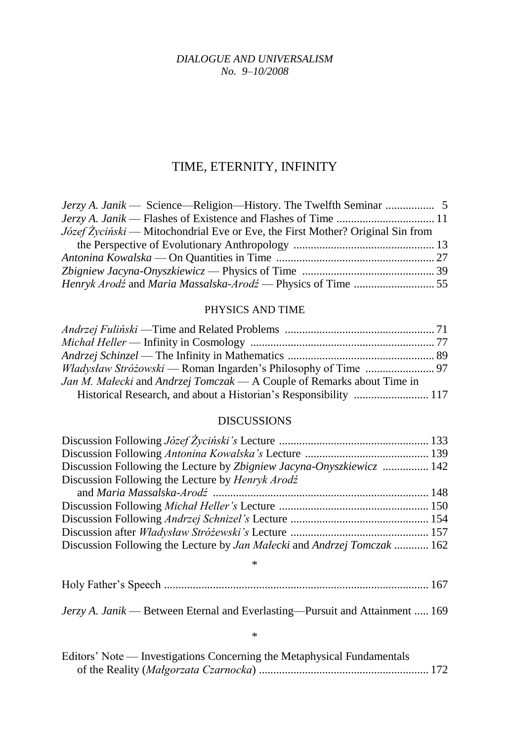*DIALOGUE AND UNIVERSALISM*
*No. 9–10/2008*

# TIME, ETERNITY, INFINITY

*Jerzy A. Janik* — Science—Religion—History. The Twelfth Seminar ................. 5
*Jerzy A. Janik* — Flashes of Existence and Flashes of Time .................................. 11
*Józef Życiński* — Mitochondrial Eve or Eve, the First Mother? Original Sin from the Perspective of Evolutionary Anthropology ................................................. 13
*Antonina Kowalska* — On Quantities in Time ....................................................... 27
*Zbigniew Jacyna-Onyszkiewicz* — Physics of Time .............................................. 39
*Henryk Arodź* and *Maria Massalska-Arodź* — Physics of Time ............................ 55

## PHYSICS AND TIME

*Andrzej Fuliński* —Time and Related Problems .................................................... 71
*Michał Heller* — Infinity in Cosmology ................................................................ 77
*Andrzej Schinzel* — The Infinity in Mathematics ................................................... 89
*Władysław Stróżowski* — Roman Ingarden's Philosophy of Time ........................ 97
*Jan M. Małecki* and *Andrzej Tomczak* — A Couple of Remarks about Time in Historical Research, and about a Historian's Responsibility .......................... 117

## DISCUSSIONS

Discussion Following *Józef Życiński's* Lecture .................................................... 133
Discussion Following *Antonina Kowalska's* Lecture ........................................... 139
Discussion Following the Lecture by *Zbigniew Jacyna-Onyszkiewicz* ................ 142
Discussion Following the Lecture by *Henryk Arodź* and *Maria Massalska-Arodź* .......................................................................... 148
Discussion Following *Michał Heller's* Lecture .................................................... 150
Discussion Following *Andrzej Schnizel's* Lecture ................................................ 154
Discussion after *Władysław Stróżewski's* Lecture ................................................ 157
Discussion Following the Lecture by *Jan Małecki* and *Andrzej Tomczak* ............ 162

*

Holy Father's Speech ............................................................................................ 167

*Jerzy A. Janik* — Between Eternal and Everlasting—Pursuit and Attainment ..... 169

*

Editors' Note — Investigations Concerning the Metaphysical Fundamentals of the Reality (*Małgorzata Czarnocka*) ........................................................... 172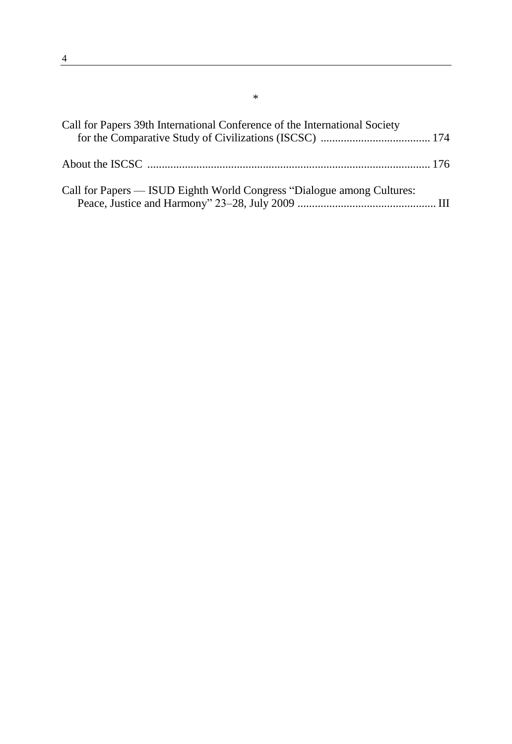\*

Call for Papers 39th International Conference of the International Society for the Comparative Study of Civilizations (ISCSC) ...................................... 174

About the ISCSC ................................................................................................ 176

Call for Papers — ISUD Eighth World Congress “Dialogue among Cultures: Peace, Justice and Harmony” 23–28, July 2009 ................................................ III